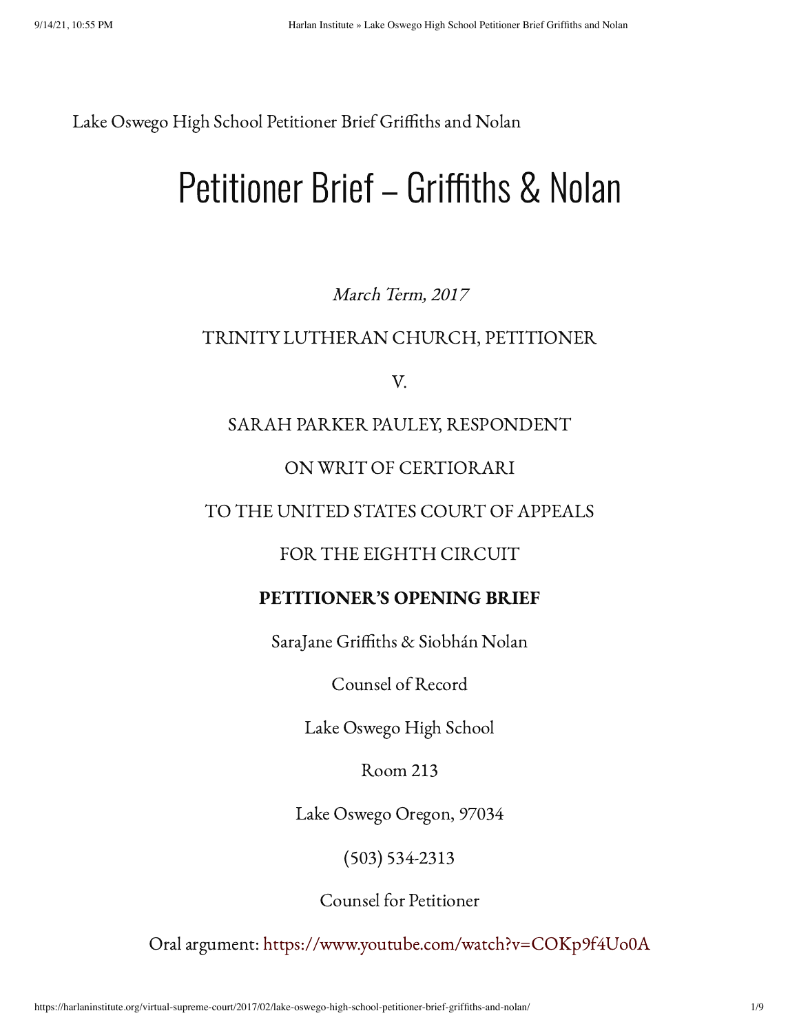Lake Oswego High School Petitioner Brief Griffiths and Nolan

# Petitioner Brief – Griffiths & Nolan

*March Term, 2017*

TRINITY LUTHERAN CHURCH, PETITIONER

V.

SARAH PARKER PAULEY, RESPONDENT

ON WRIT OF CERTIORARI

TO THE UNITED STATES COURT OF APPEALS

FOR THE EIGHTH CIRCUIT

**PETITIONER'S OPENING BRIEF**

SaraJane Griffiths & Siobhán Nolan

Counsel of Record

Lake Oswego High School

Room 213

Lake Oswego Oregon, 97034

(503) 534-2313

Counsel for Petitioner

Oral argument: https://www.youtube.com/watch?v=COKp9f4Uo0A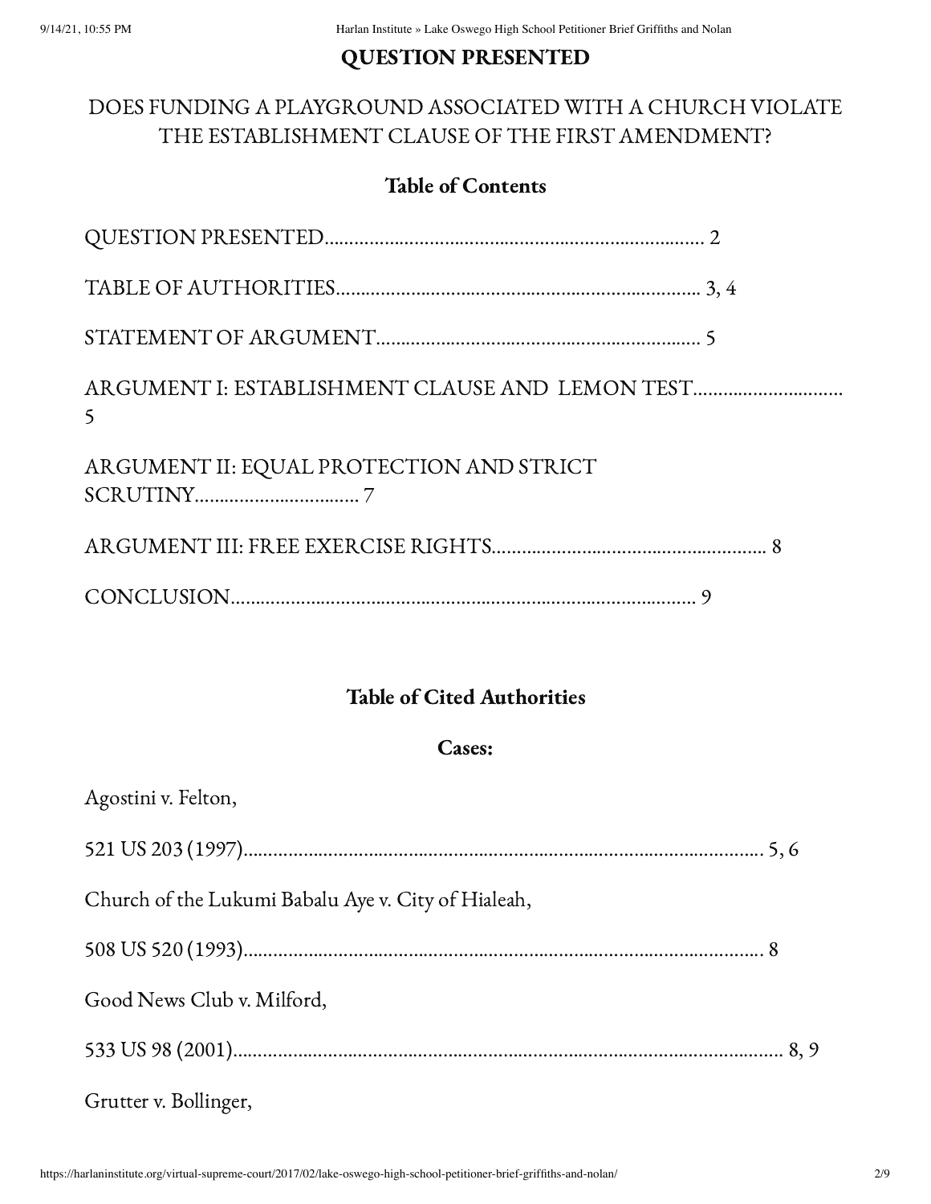## QUESTION PRESENTED

DOES FUNDING A PLAYGROUND ASSOCIATED WITH A CHURCH VIOLATE THE ESTABLISHMENT CLAUSE OF THE FIRST AMENDMENT?

### Table of Contents

QUESTION PRESENTED…………………………………………………………………… 2

TABLE OF AUTHORITIES………………………………………………………………… 3, 4

STATEMENT OF ARGUMENT………………………………………………………… 5

ARGUMENT I: ESTABLISHMENT CLAUSE AND LEMON TEST……………………………… 5

ARGUMENT II: EQUAL PROTECTION AND STRICT SCRUTINY…………………………… 7

ARGUMENT III: FREE EXERCISE RIGHTS……………………………………………… 8

CONCLUSION…………………………………………………………………………………… 9

### Table of Cited Authorities

#### Cases:

Agostini v. Felton,

521 US 203 (1997)……………………………………………………………………………… 5, 6

Church of the Lukumi Babalu Aye v. City of Hialeah,

508 US 520 (1993)……………………………………………………………………………… 8

Good News Club v. Milford,

533 US 98 (2001)……………………………………………………………………………… 8, 9

Grutter v. Bollinger,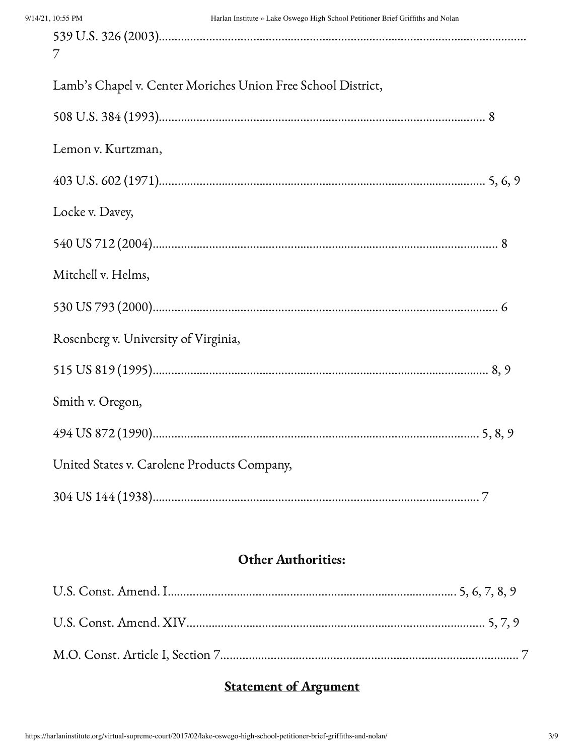539 U.S. 326 (2003)………………………………………………………………………………………… 7

Lamb's Chapel v. Center Moriches Union Free School District,

508 U.S. 384 (1993)……………………………………………………………………………… 8

Lemon v. Kurtzman,

403 U.S. 602 (1971)……………………………………………………………………………… 5, 6, 9

Locke v. Davey,

540 US 712 (2004)……………………………………………………………………………… 8

Mitchell v. Helms,

530 US 793 (2000)……………………………………………………………………………… 6

Rosenberg v. University of Virginia,

515 US 819 (1995)……………………………………………………………………………… 8, 9

Smith v. Oregon,

494 US 872 (1990)……………………………………………………………………………… 5, 8, 9

United States v. Carolene Products Company,

304 US 144 (1938)……………………………………………………………………………… 7

**Other Authorities:**

U.S. Const. Amend. I……………………………………………………………………… 5, 6, 7, 8, 9

U.S. Const. Amend. XIV…………………………………………………………………… 5, 7, 9

M.O. Const. Article I, Section 7…………………………………………………………… 7

## **Statement of Argument**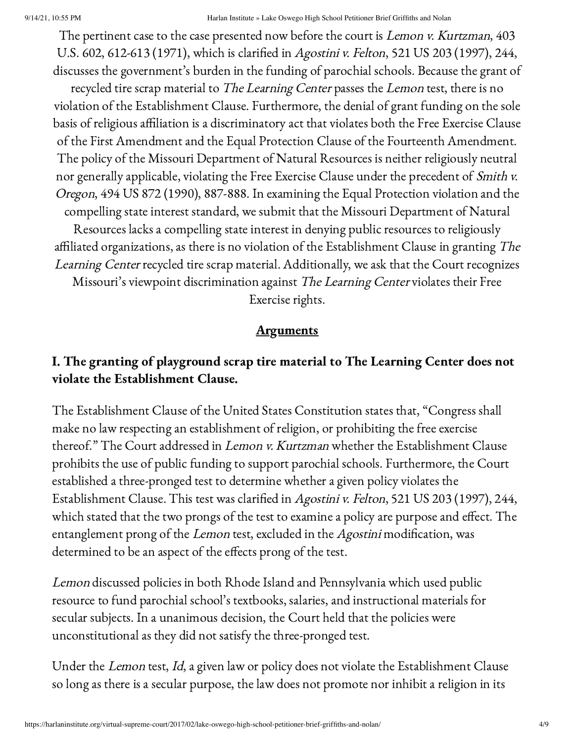The pertinent case to the case presented now before the court is *Lemon v. Kurtzman*, 403 U.S. 602, 612-613 (1971), which is clarified in *Agostini v. Felton*, 521 US 203 (1997), 244, discusses the government's burden in the funding of parochial schools. Because the grant of recycled tire scrap material to *The Learning Center* passes the *Lemon* test, there is no violation of the Establishment Clause. Furthermore, the denial of grant funding on the sole basis of religious affiliation is a discriminatory act that violates both the Free Exercise Clause of the First Amendment and the Equal Protection Clause of the Fourteenth Amendment. The policy of the Missouri Department of Natural Resources is neither religiously neutral nor generally applicable, violating the Free Exercise Clause under the precedent of *Smith v. Oregon*, 494 US 872 (1990), 887-888. In examining the Equal Protection violation and the compelling state interest standard, we submit that the Missouri Department of Natural Resources lacks a compelling state interest in denying public resources to religiously affiliated organizations, as there is no violation of the Establishment Clause in granting *The Learning Center* recycled tire scrap material. Additionally, we ask that the Court recognizes Missouri's viewpoint discrimination against *The Learning Center* violates their Free Exercise rights.

## Arguments

### I. The granting of playground scrap tire material to The Learning Center does not violate the Establishment Clause.

The Establishment Clause of the United States Constitution states that, "Congress shall make no law respecting an establishment of religion, or prohibiting the free exercise thereof." The Court addressed in *Lemon v. Kurtzman* whether the Establishment Clause prohibits the use of public funding to support parochial schools. Furthermore, the Court established a three-pronged test to determine whether a given policy violates the Establishment Clause. This test was clarified in *Agostini v. Felton*, 521 US 203 (1997), 244, which stated that the two prongs of the test to examine a policy are purpose and effect. The entanglement prong of the *Lemon* test, excluded in the *Agostini* modification, was determined to be an aspect of the effects prong of the test.

*Lemon* discussed policies in both Rhode Island and Pennsylvania which used public resource to fund parochial school's textbooks, salaries, and instructional materials for secular subjects. In a unanimous decision, the Court held that the policies were unconstitutional as they did not satisfy the three-pronged test.

Under the *Lemon* test, *Id*, a given law or policy does not violate the Establishment Clause so long as there is a secular purpose, the law does not promote nor inhibit a religion in its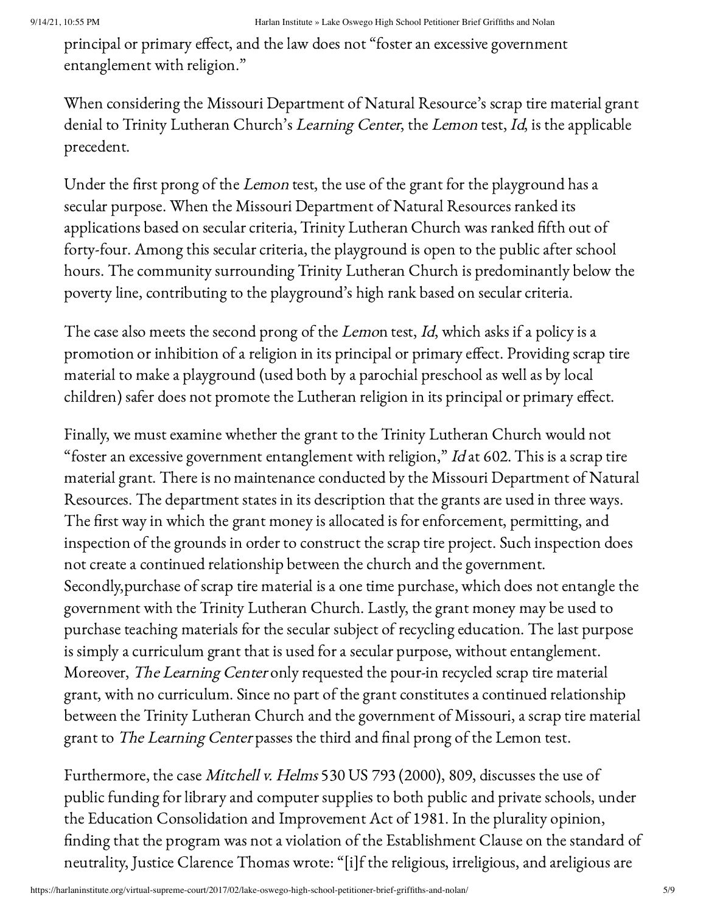principal or primary effect, and the law does not "foster an excessive government entanglement with religion."

When considering the Missouri Department of Natural Resource's scrap tire material grant denial to Trinity Lutheran Church's *Learning Center*, the *Lemon* test, *Id*, is the applicable precedent.

Under the first prong of the *Lemon* test, the use of the grant for the playground has a secular purpose. When the Missouri Department of Natural Resources ranked its applications based on secular criteria, Trinity Lutheran Church was ranked fifth out of forty-four. Among this secular criteria, the playground is open to the public after school hours. The community surrounding Trinity Lutheran Church is predominantly below the poverty line, contributing to the playground's high rank based on secular criteria.

The case also meets the second prong of the *Lemo*n test, *Id*, which asks if a policy is a promotion or inhibition of a religion in its principal or primary effect. Providing scrap tire material to make a playground (used both by a parochial preschool as well as by local children) safer does not promote the Lutheran religion in its principal or primary effect.

Finally, we must examine whether the grant to the Trinity Lutheran Church would not "foster an excessive government entanglement with religion," *Id* at 602. This is a scrap tire material grant. There is no maintenance conducted by the Missouri Department of Natural Resources. The department states in its description that the grants are used in three ways. The first way in which the grant money is allocated is for enforcement, permitting, and inspection of the grounds in order to construct the scrap tire project. Such inspection does not create a continued relationship between the church and the government. Secondly,purchase of scrap tire material is a one time purchase, which does not entangle the government with the Trinity Lutheran Church. Lastly, the grant money may be used to purchase teaching materials for the secular subject of recycling education. The last purpose is simply a curriculum grant that is used for a secular purpose, without entanglement. Moreover, *The Learning Center* only requested the pour-in recycled scrap tire material grant, with no curriculum. Since no part of the grant constitutes a continued relationship between the Trinity Lutheran Church and the government of Missouri, a scrap tire material grant to *The Learning Center* passes the third and final prong of the Lemon test.

Furthermore, the case *Mitchell v. Helms* 530 US 793 (2000), 809, discusses the use of public funding for library and computer supplies to both public and private schools, under the Education Consolidation and Improvement Act of 1981. In the plurality opinion, finding that the program was not a violation of the Establishment Clause on the standard of neutrality, Justice Clarence Thomas wrote: "[i]f the religious, irreligious, and areligious are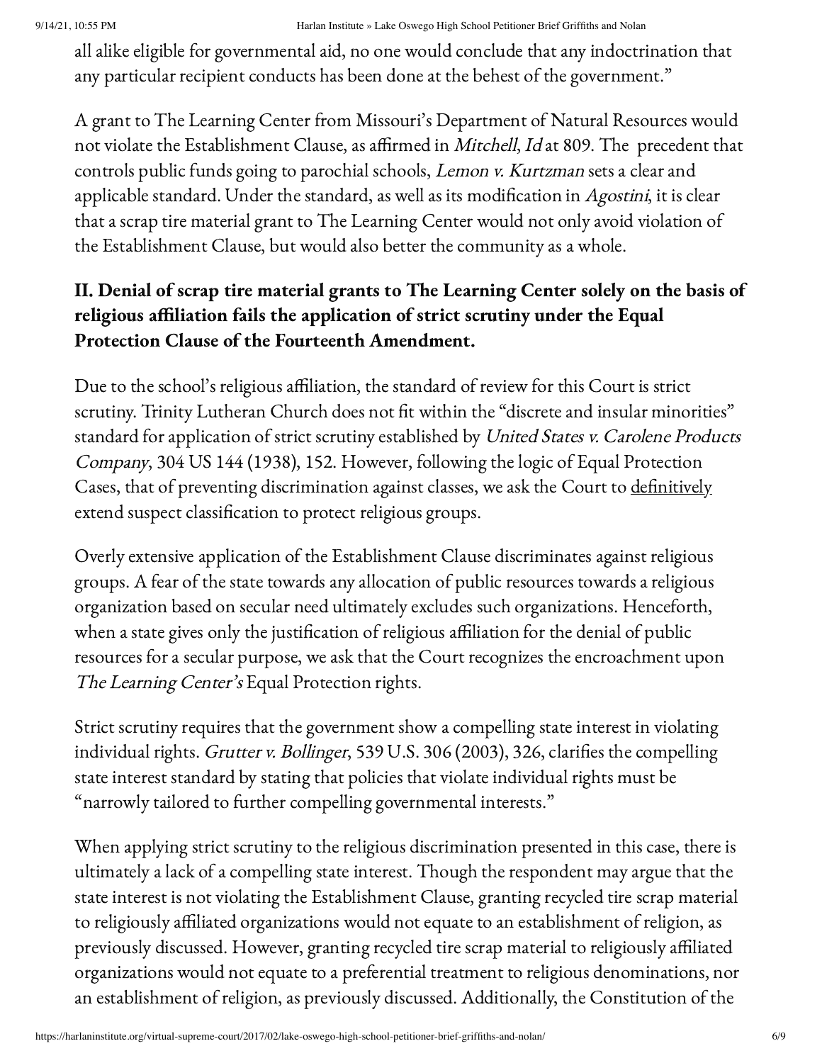all alike eligible for governmental aid, no one would conclude that any indoctrination that any particular recipient conducts has been done at the behest of the government."

A grant to The Learning Center from Missouri's Department of Natural Resources would not violate the Establishment Clause, as affirmed in *Mitchell*, *Id* at 809. The precedent that controls public funds going to parochial schools, *Lemon v. Kurtzman* sets a clear and applicable standard. Under the standard, as well as its modification in *Agostini*, it is clear that a scrap tire material grant to The Learning Center would not only avoid violation of the Establishment Clause, but would also better the community as a whole.

## II. Denial of scrap tire material grants to The Learning Center solely on the basis of religious affiliation fails the application of strict scrutiny under the Equal Protection Clause of the Fourteenth Amendment.

Due to the school's religious affiliation, the standard of review for this Court is strict scrutiny. Trinity Lutheran Church does not fit within the "discrete and insular minorities" standard for application of strict scrutiny established by *United States v. Carolene Products Company*, 304 US 144 (1938), 152. However, following the logic of Equal Protection Cases, that of preventing discrimination against classes, we ask the Court to <u>definitively</u> extend suspect classification to protect religious groups.

Overly extensive application of the Establishment Clause discriminates against religious groups. A fear of the state towards any allocation of public resources towards a religious organization based on secular need ultimately excludes such organizations. Henceforth, when a state gives only the justification of religious affiliation for the denial of public resources for a secular purpose, we ask that the Court recognizes the encroachment upon *The Learning Center's* Equal Protection rights.

Strict scrutiny requires that the government show a compelling state interest in violating individual rights. *Grutter v. Bollinger*, 539 U.S. 306 (2003), 326, clarifies the compelling state interest standard by stating that policies that violate individual rights must be "narrowly tailored to further compelling governmental interests."

When applying strict scrutiny to the religious discrimination presented in this case, there is ultimately a lack of a compelling state interest. Though the respondent may argue that the state interest is not violating the Establishment Clause, granting recycled tire scrap material to religiously affiliated organizations would not equate to an establishment of religion, as previously discussed. However, granting recycled tire scrap material to religiously affiliated organizations would not equate to a preferential treatment to religious denominations, nor an establishment of religion, as previously discussed. Additionally, the Constitution of the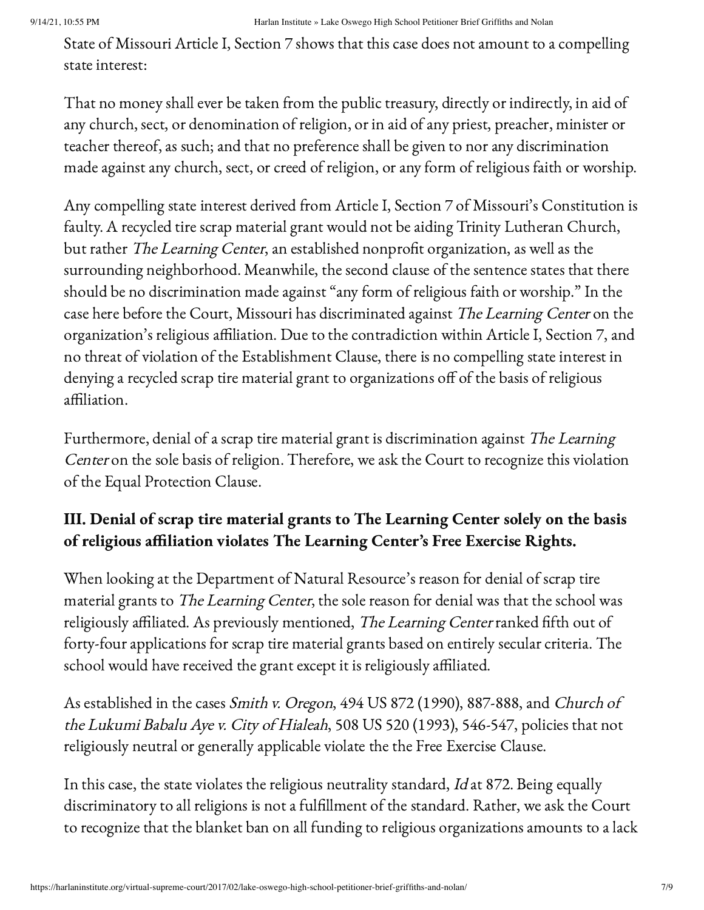State of Missouri Article I, Section 7 shows that this case does not amount to a compelling state interest:

That no money shall ever be taken from the public treasury, directly or indirectly, in aid of any church, sect, or denomination of religion, or in aid of any priest, preacher, minister or teacher thereof, as such; and that no preference shall be given to nor any discrimination made against any church, sect, or creed of religion, or any form of religious faith or worship.

Any compelling state interest derived from Article I, Section 7 of Missouri's Constitution is faulty. A recycled tire scrap material grant would not be aiding Trinity Lutheran Church, but rather *The Learning Center*, an established nonprofit organization, as well as the surrounding neighborhood. Meanwhile, the second clause of the sentence states that there should be no discrimination made against "any form of religious faith or worship." In the case here before the Court, Missouri has discriminated against *The Learning Center* on the organization's religious affiliation. Due to the contradiction within Article I, Section 7, and no threat of violation of the Establishment Clause, there is no compelling state interest in denying a recycled scrap tire material grant to organizations off of the basis of religious affiliation.

Furthermore, denial of a scrap tire material grant is discrimination against *The Learning Center* on the sole basis of religion. Therefore, we ask the Court to recognize this violation of the Equal Protection Clause.

### III. Denial of scrap tire material grants to The Learning Center solely on the basis of religious affiliation violates The Learning Center's Free Exercise Rights.

When looking at the Department of Natural Resource's reason for denial of scrap tire material grants to *The Learning Center*, the sole reason for denial was that the school was religiously affiliated. As previously mentioned, *The Learning Center* ranked fifth out of forty-four applications for scrap tire material grants based on entirely secular criteria. The school would have received the grant except it is religiously affiliated.

As established in the cases *Smith v. Oregon*, 494 US 872 (1990), 887-888, and *Church of the Lukumi Babalu Aye v. City of Hialeah*, 508 US 520 (1993), 546-547, policies that not religiously neutral or generally applicable violate the the Free Exercise Clause.

In this case, the state violates the religious neutrality standard, *Id* at 872. Being equally discriminatory to all religions is not a fulfillment of the standard. Rather, we ask the Court to recognize that the blanket ban on all funding to religious organizations amounts to a lack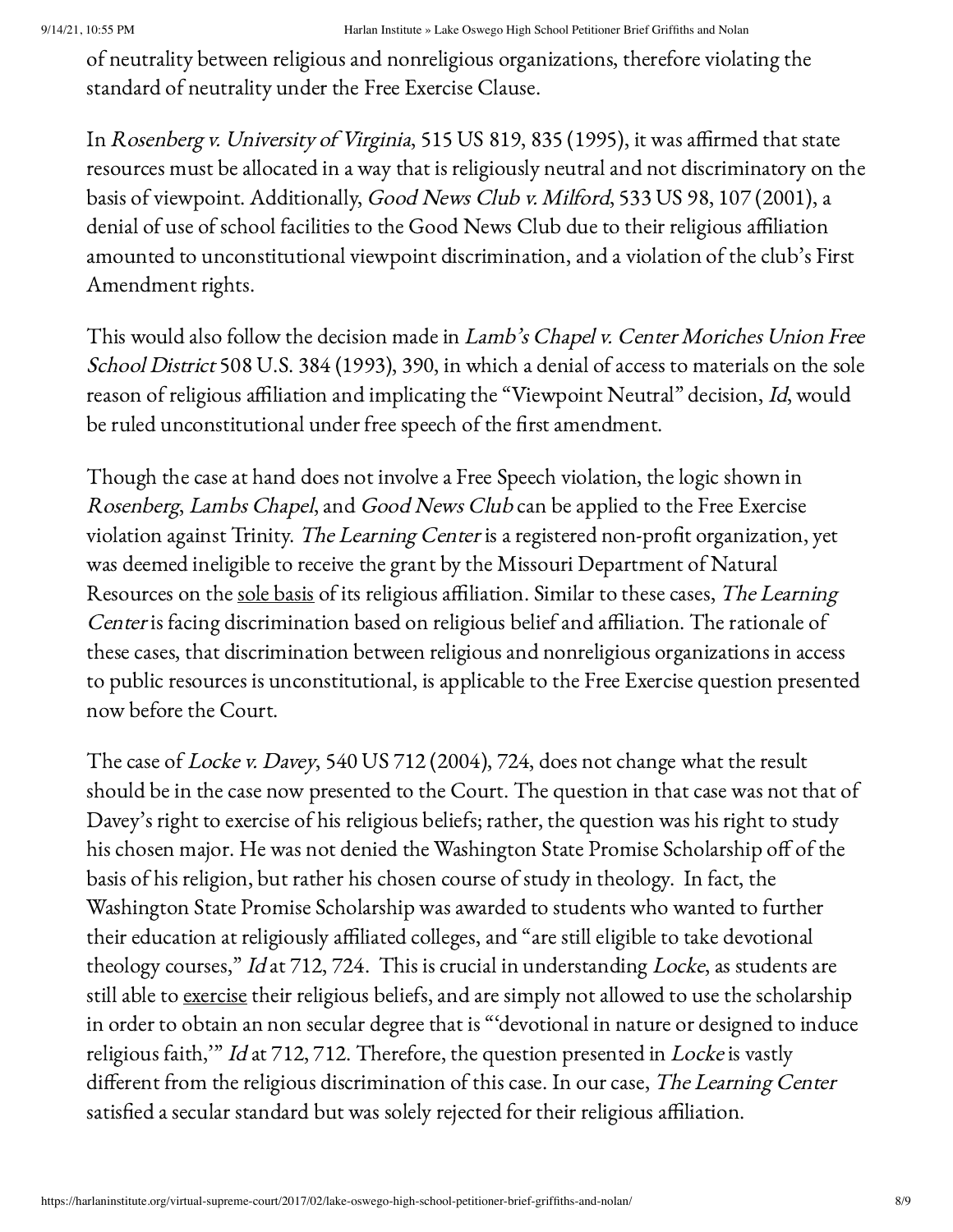of neutrality between religious and nonreligious organizations, therefore violating the standard of neutrality under the Free Exercise Clause.

In *Rosenberg v. University of Virginia*, 515 US 819, 835 (1995), it was affirmed that state resources must be allocated in a way that is religiously neutral and not discriminatory on the basis of viewpoint. Additionally, *Good News Club v. Milford*, 533 US 98, 107 (2001), a denial of use of school facilities to the Good News Club due to their religious affiliation amounted to unconstitutional viewpoint discrimination, and a violation of the club's First Amendment rights.

This would also follow the decision made in *Lamb's Chapel v. Center Moriches Union Free School District* 508 U.S. 384 (1993), 390, in which a denial of access to materials on the sole reason of religious affiliation and implicating the "Viewpoint Neutral" decision, *Id*, would be ruled unconstitutional under free speech of the first amendment.

Though the case at hand does not involve a Free Speech violation, the logic shown in *Rosenberg*, *Lambs Chapel*, and *Good News Club* can be applied to the Free Exercise violation against Trinity. *The Learning Center* is a registered non-profit organization, yet was deemed ineligible to receive the grant by the Missouri Department of Natural Resources on the <u>sole basis</u> of its religious affiliation. Similar to these cases, *The Learning Center* is facing discrimination based on religious belief and affiliation. The rationale of these cases, that discrimination between religious and nonreligious organizations in access to public resources is unconstitutional, is applicable to the Free Exercise question presented now before the Court.

The case of *Locke v. Davey*, 540 US 712 (2004), 724, does not change what the result should be in the case now presented to the Court. The question in that case was not that of Davey's right to exercise of his religious beliefs; rather, the question was his right to study his chosen major. He was not denied the Washington State Promise Scholarship off of the basis of his religion, but rather his chosen course of study in theology. In fact, the Washington State Promise Scholarship was awarded to students who wanted to further their education at religiously affiliated colleges, and "are still eligible to take devotional theology courses," *Id* at 712, 724. This is crucial in understanding *Locke*, as students are still able to <u>exercise</u> their religious beliefs, and are simply not allowed to use the scholarship in order to obtain an non secular degree that is "'devotional in nature or designed to induce religious faith,'" *Id* at 712, 712. Therefore, the question presented in *Locke* is vastly different from the religious discrimination of this case. In our case, *The Learning Center* satisfied a secular standard but was solely rejected for their religious affiliation.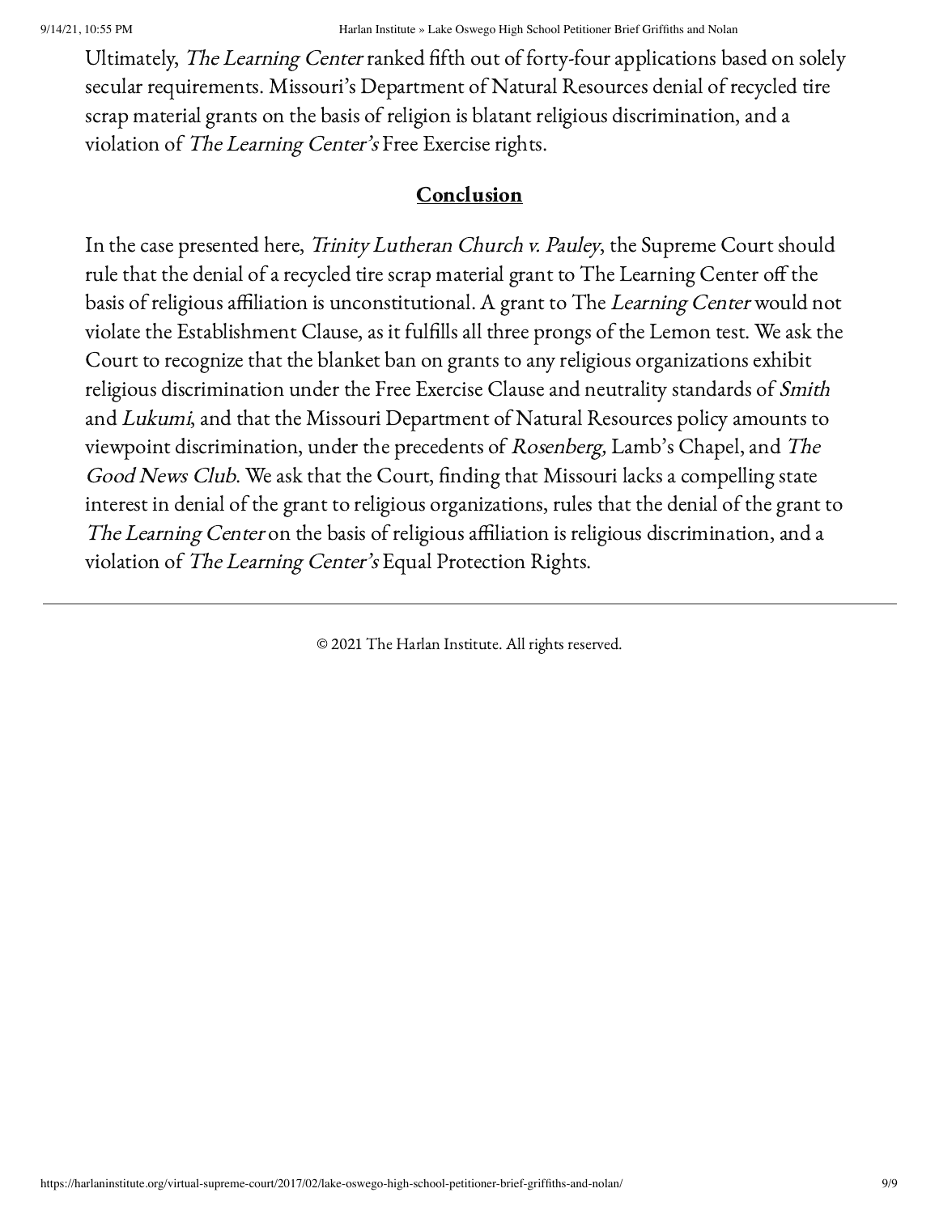Ultimately, *The Learning Center* ranked fifth out of forty-four applications based on solely secular requirements. Missouri's Department of Natural Resources denial of recycled tire scrap material grants on the basis of religion is blatant religious discrimination, and a violation of *The Learning Center's* Free Exercise rights.

## **Conclusion**

In the case presented here, *Trinity Lutheran Church v. Pauley*, the Supreme Court should rule that the denial of a recycled tire scrap material grant to The Learning Center off the basis of religious affiliation is unconstitutional. A grant to The *Learning Center* would not violate the Establishment Clause, as it fulfills all three prongs of the Lemon test. We ask the Court to recognize that the blanket ban on grants to any religious organizations exhibit religious discrimination under the Free Exercise Clause and neutrality standards of *Smith* and *Lukumi*, and that the Missouri Department of Natural Resources policy amounts to viewpoint discrimination, under the precedents of *Rosenberg*, Lamb's Chapel, and *The Good News Club*. We ask that the Court, finding that Missouri lacks a compelling state interest in denial of the grant to religious organizations, rules that the denial of the grant to *The Learning Center* on the basis of religious affiliation is religious discrimination, and a violation of *The Learning Center's* Equal Protection Rights.

---

© 2021 The Harlan Institute. All rights reserved.